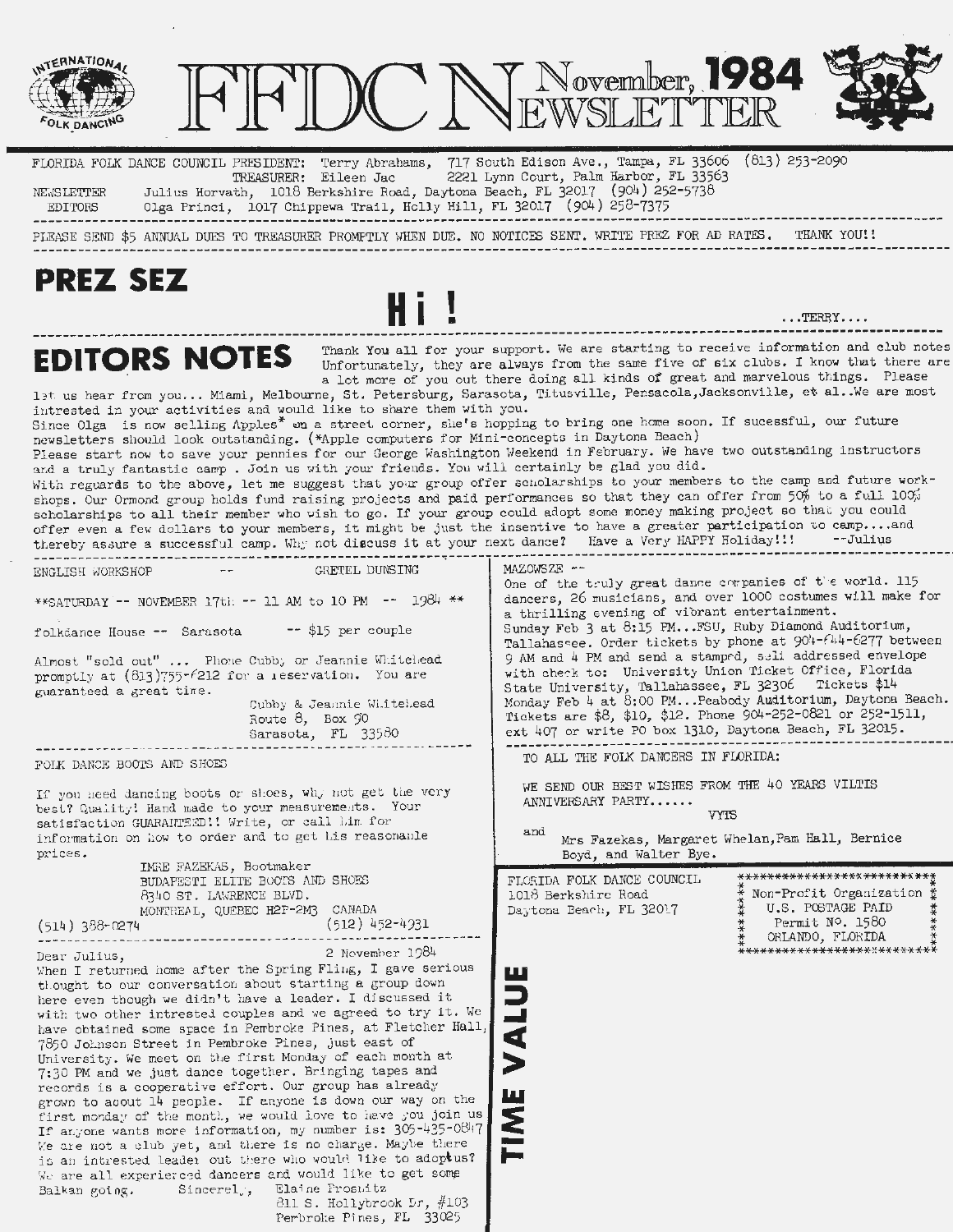# FFDC Newsletter — November, 1984

FLORIDA FOLK DANCE COUNCIL PRESIDENT: Terry Abrahams, 717 South Edison Ave., Tampa, FL 33606 (813) 253-2090
TREASURER: Eileen Jac 2221 Lynn Court, Palm Harbor, FL 33563

NEWSLETTER EDITORS: Julius Horvath, 1018 Berkshire Road, Daytona Beach, FL 32017 (904) 252-5738
Olga Princi, 1017 Chippewa Trail, Holly Hill, FL 32017 (904) 258-7375

PLEASE SEND $5 ANNUAL DUES TO TREASURER PROMPTLY WHEN DUE. NO NOTICES SENT. WRITE PREZ FOR AD RATES. THANK YOU!!

## PREZ SEZ

**Hi !**

...TERRY....

## EDITORS NOTES

Thank You all for your support. We are starting to receive information and club notes. Unfortunately, they are always from the same five or six clubs. I know that there are a lot more of you out there doing all kinds of great and marvelous things. Please let us hear from you... Miami, Melbourne, St. Petersburg, Sarasota, Titusville, Pensacola,Jacksonville, et al..We are most intrested in your activities and would like to share them with you.

Since Olga is now selling Apples* on a street corner, she's hopping to bring one home soon. If sucessful, our future newsletters should look outstanding. (*Apple computers for Mini-concepts in Daytona Beach)

Please start now to save your pennies for our George Washington Weekend in February. We have two outstanding instructors and a truly fantastic camp . Join us with your friends. You will certainly be glad you did.

With reguards to the above, let me suggest that your group offer scholarships to your members to the camp and future workshops. Our Ormond group holds fund raising projects and paid performances so that they can offer from 50% to a full 100% scholarships to all their member who wish to go. If your group could adopt some money making project so that you could offer even a few dollars to your members, it might be just the insentive to have a greater participation to camp....and thereby assure a successful camp. Why not discuss it at your next dance? Have a Very HAPPY Holiday!!! --Julius

---

ENGLISH WORKSHOP -- GRETEL DUNSING

**SATURDAY -- NOVEMBER 17th -- 11 AM to 10 PM -- 1984 **

folkdance House -- Sarasota -- $15 per couple

Almost "sold out" ... Phone Cubby or Jeannie Whitehead promptly at (813)755-6212 for a reservation. You are guaranteed a great time.

Cubby & Jeannie Whitehead
Route 8, Box 90
Sarasota, FL 33580

---

FOLK DANCE BOOTS AND SHOES

If you need dancing boots or shoes, why not get the very best? Quality! Hand made to your measurements. Your satisfaction GUARANTEED!! Write, or call him for information on how to order and to get his reasonable prices.

IMRE FAZEKAS, Bootmaker
BUDAPESTI ELITE BOOTS AND SHOES
8340 ST. LAWRENCE BLVD.
MONTREAL, QUEBEC H2P-2M3 CANADA
(514) 388-0274 (512) 452-4931

---

Dear Julius, 2 November 1984

When I returned home after the Spring Fling, I gave serious thought to our conversation about starting a group down here even though we didn't have a leader. I discussed it with two other intrested couples and we agreed to try it. We have obtained some space in Pembroke Pines, at Fletcher Hall, 7850 Johnson Street in Pembroke Pines, just east of University. We meet on the first Monday of each month at 7:30 PM and we just dance together. Bringing tapes and records is a cooperative effort. Our group has already grown to about 14 people. If anyone is down our way on the first monday of the month, we would love to have you join us. If anyone wants more information, my number is: 305-435-0847. We are not a club yet, and there is no charge. Maybe there is an intrested leader out there who would like to adopt us? We are all experienced dancers and would like to get some Balkan going.

Sincerely, Elaine Prosnitz
811 S. Hollybrook Dr, #103
Pembroke Pines, FL 33025

---

MAZOWSZE --

One of the truly great dance companies of the world. 115 dancers, 26 musicians, and over 1000 costumes will make for a thrilling evening of vibrant entertainment.

Sunday Feb 3 at 8:15 PM...FSU, Ruby Diamond Auditorium, Tallahassee. Order tickets by phone at 904-644-6277 between 9 AM and 4 PM and send a stamped, self addressed envelope with check to: University Union Ticket Office, Florida State University, Tallahassee, FL 32306 Tickets $14

Monday Feb 4 at 8:00 PM...Peabody Auditorium, Daytona Beach. Tickets are $8, $10, $12. Phone 904-252-0821 or 252-1511, ext 407 or write PO box 1310, Daytona Beach, FL 32015.

---

TO ALL THE FOLK DANCERS IN FLORIDA:

WE SEND OUR BEST WISHES FROM THE 40 YEARS VILTIS ANNIVERSARY PARTY......

VYTS

and Mrs Fazekas, Margaret Whelan,Pam Hall, Bernice Boyd, and Walter Bye.

---

FLORIDA FOLK DANCE COUNCIL
1018 Berkshire Road
Daytona Beach, FL 32017

Non-Profit Organization
U.S. POSTAGE PAID
Permit No. 1580
ORLANDO, FLORIDA

TIME VALUE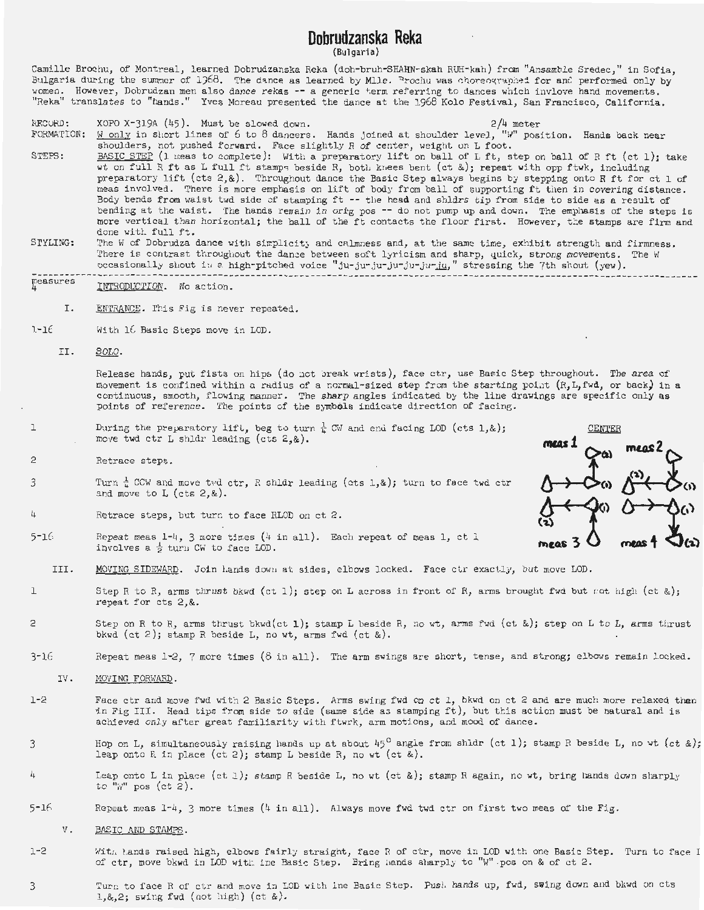# Dobrudzanska Reka

(Bulgaria)

Camille Brochu, of Montreal, learned Dobrudzanska Reka (doh-bruh-SHAHN-skah RUH-kah) from "Ansamble Sredec," in Sofia, Bulgaria during the summer of 1968. The dance as learned by Mlle. Brochu was choreographed for and performed only by women. However, Dobrudzan men also dance rekas -- a generic term referring to dances which invlove hand movements. "Reka" translates to "hands." Yves Moreau presented the dance at the 1968 Kolo Festival, San Francisco, California.

RECORD: XOPO X-319A (45). Must be slowed down. 2/4 meter

FORMATION: W only in short lines of 6 to 8 dancers. Hands joined at shoulder level, "W" position. Hands back near shoulders, not pushed forward. Face slightly R of center, weight on L foot.

STEPS: BASIC STEP (1 meas to complete): With a preparatory lift on ball of L ft, step on ball of R ft (ct 1); take wt on full R ft as L full ft stamps beside R, both knees bent (ct &); repeat with opp ftwk, including preparatory lift (cts 2,&). Throughout dance the Basic Step always begins by stepping onto R ft for ct 1 of meas involved. There is more emphasis on lift of body from ball of supporting ft then in covering distance. Body bends from waist twd side of stamping ft -- the head and shldrs tip from side to side as a result of bending at the waist. The hands remain in orig pos -- do not pump up and down. The emphasis of the steps is more vertical than horizontal; the ball of the ft contacts the floor first. However, the stamps are firm and done with full ft.

STYLING: The W of Dobrudza dance with simplicity and calmness and, at the same time, exhibit strength and firmness. There is contrast throughout the dance between soft lyricism and sharp, quick, strong movements. The W occasionally shout in a high-pitched voice "ju-ju-ju-ju-ju-ju-ju," stressing the 7th shout (yew).

---

Measures

4 INTRODUCTION. No action.

I. ENTRANCE. This Fig is never repeated.

1-16 With 16 Basic Steps move in LOD.

II. SOLO.

Release hands, put fists on hips (do not break wrists), face ctr, use Basic Step throughout. The area of movement is confined within a radius of a normal-sized step from the starting point (R,L,fwd, or back) in a continuous, smooth, flowing manner. The sharp angles indicated by the line drawings are specific only as points of reference. The points of the symbols indicate direction of facing.

1 During the preparatory lift, beg to turn 1/4 CW and end facing LOD (cts 1,&); move twd ctr L shldr leading (cts 2,&).

2 Retrace steps.

3 Turn 1/4 CCW and move twd ctr, R shldr leading (cts 1,&); turn to face twd ctr and move to L (cts 2,&).

4 Retrace steps, but turn to face RLOD on ct 2.

5-16 Repeat meas 1-4, 3 more times (4 in all). Each repeat of meas 1, ct 1 involves a 1/2 turn CW to face LOD.

CENTER — meas 1, meas 2, meas 3, meas 4

III. MOVING SIDEWARD. Join hands down at sides, elbows locked. Face ctr exactly, but move LOD.

1 Step R to R, arms thrust bkwd (ct 1); step on L across in front of R, arms brought fwd but not high (ct &); repeat for cts 2,&.

2 Step on R to R, arms thrust bkwd(ct 1); stamp L beside R, no wt, arms fwd (ct &); step on L to L, arms thrust bkwd (ct 2); stamp R beside L, no wt, arms fwd (ct &).

3-16 Repeat meas 1-2, 7 more times (8 in all). The arm swings are short, tense, and strong; elbows remain locked.

IV. MOVING FORWARD.

1-2 Face ctr and move fwd with 2 Basic Steps. Arms swing fwd on ct 1, bkwd on ct 2 and are much more relaxed than in Fig III. Head tips from side to side (same side as stamping ft), but this action must be natural and is achieved only after great familiarity with ftwk, arm motions, and mood of dance.

3 Hop on L, simultaneously raising hands up at about 45° angle from shldr (ct 1); stamp R beside L, no wt (ct &); leap onto R in place (ct 2); stamp L beside R, no wt (ct &).

4 Leap onto L in place (ct 1); stamp R beside L, no wt (ct &); stamp R again, no wt, bring hands down sharply to "W" pos (ct 2).

5-16 Repeat meas 1-4, 3 more times (4 in all). Always move fwd twd ctr on first two meas of the Fig.

V. BASIC AND STAMPS.

1-2 With hands raised high, elbows fairly straight, face R of ctr, move in LOD with one Basic Step. Turn to face L of ctr, move bkwd in LOD with one Basic Step. Bring hands sharply to "W" pos on & of ct 2.

3 Turn to face R of ctr and move in LOD with one Basic Step. Push hands up, fwd, swing down and bkwd on cts 1,&,2; swing fwd (not high) (ct &).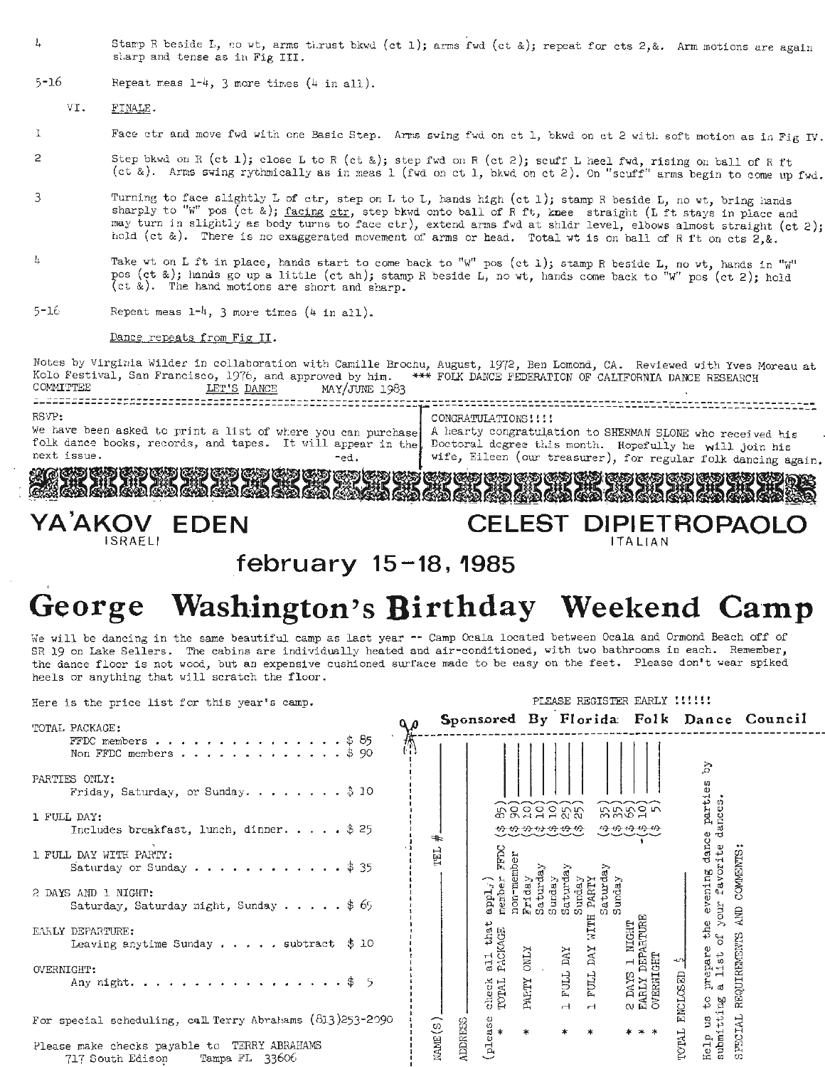4 Stamp R beside L, no wt, arms thrust bkwd (ct 1); arms fwd (ct &); repeat for cts 2,&. Arm motions are again sharp and tense as in Fig III.

5-16 Repeat meas 1-4, 3 more times (4 in all).

VI. FINALE.

1 Face ctr and move fwd with one Basic Step. Arms swing fwd on ct 1, bkwd on ct 2 with soft motion as in Fig IV.

2 Step bkwd on R (ct 1); close L to R (ct &); step fwd on R (ct 2); scuff L heel fwd, rising on ball of R ft (ct &). Arms swing rythmically as in meas 1 (fwd on ct 1, bkwd on ct 2). On "scuff" arms begin to come up fwd.

3 Turning to face slightly L of ctr, step on L to L, hands high (ct 1); stamp R beside L, no wt, bring hands sharply to "W" pos (ct &); facing ctr, step bkwd onto ball of R ft, knee straight (L ft stays in place and may turn in slightly as body turns to face ctr), extend arms fwd at shldr level, elbows almost straight (ct 2); hold (ct &). There is no exaggerated movement of arms or head. Total wt is on ball of R ft on cts 2,&.

4 Take wt on L ft in place, hands start to come back to "W" pos (ct 1); stamp R beside L, no wt, hands in "W" pos (ct &); hands go up a little (ct ah); stamp R beside L, no wt, hands come back to "W" pos (ct 2); hold (ct &). The hand motions are short and sharp.

5-16 Repeat meas 1-4, 3 more times (4 in all).

Dance repeats from Fig II.

Notes by Virginia Wilder in collaboration with Camille Brochu, August, 1972, Ben Lomond, CA. Reviewed with Yves Moreau at Kolo Festival, San Francisco, 1976, and approved by him. *** FOLK DANCE FEDERATION OF CALIFORNIA DANCE RESEARCH COMMITTEE LET'S DANCE MAY/JUNE 1983

---

RSVP:
We have been asked to print a list of where you can purchase folk dance books, records, and tapes. It will appear in the next issue. -ed.

CONGRATULATIONS!!!!
A hearty congratulation to SHERMAN SLONE who received his Doctoral degree this month. Hopefully he will join his wife, Eileen (our treasurer), for regular folk dancing again.

---

**YA'AKOV EDEN** ISRAELI — **CELEST DIPIETROPAOLO** ITALIAN

## february 15-18, 1985

# George Washington's Birthday Weekend Camp

We will be dancing in the same beautiful camp as last year -- Camp Ocala located between Ocala and Ormond Beach off of SR 19 on Lake Sellers. The cabins are individually heated and air-conditioned, with two bathrooms in each. Remember, the dance floor is not wood, but an expensive cushioned surface made to be easy on the feet. Please don't wear spiked heels or anything that will scratch the floor.

Here is the price list for this year's camp.

TOTAL PACKAGE:
- FFDC members . . . . . . . . $ 85
- Non FFDC members . . . . . . . . $ 90

PARTIES ONLY:
- Friday, Saturday, or Sunday. . . . . . . $ 10

1 FULL DAY:
- Includes breakfast, lunch, dinner. . . . . $ 25

1 FULL DAY WITH PARTY:
- Saturday or Sunday . . . . . . . . $ 35

2 DAYS AND 1 NIGHT:
- Saturday, Saturday night, Sunday . . . . . $ 65

EARLY DEPARTURE:
- Leaving anytime Sunday . . . . . subtract $ 10

OVERNIGHT:
- Any night. . . . . . . . . . . $ 5

For special scheduling, call Terry Abrahams (813)253-2090

Please make checks payable to TERRY ABRAHAMS
717 South Edison Tampa FL 33606

PLEASE REGISTER EARLY !!!!!!

**Sponsored By Florida Folk Dance Council**

NAME(S) ____________ TEL # ____________

ADDRESS ____________

(please check all that appl.)
- * TOTAL PACKAGE member FFDC ($ 85) ___
- non-member ($ 90) ___
- * PARTY ONLY Friday ($ 10) ___
- Saturday ($ 10) ___
- Sunday ($ 10) ___
- * 1 FULL DAY Saturday ($ 25) ___
- Sunday ($ 25) ___
- * 1 FULL DAY WITH PARTY Saturday ($ 35) ___
- Sunday ($ 35) ___
- * 2 DAYS 1 NIGHT ($ 65)
- * EARLY DEPARTURE ($ 10)
- * OVERNIGHT ($ 5)

TOTAL ENCLOSED $ ____

Help us to prepare the evening dance parties by submitting a list of your favorite dances.

SPECIAL REQUIREMENTS AND COMMENTS: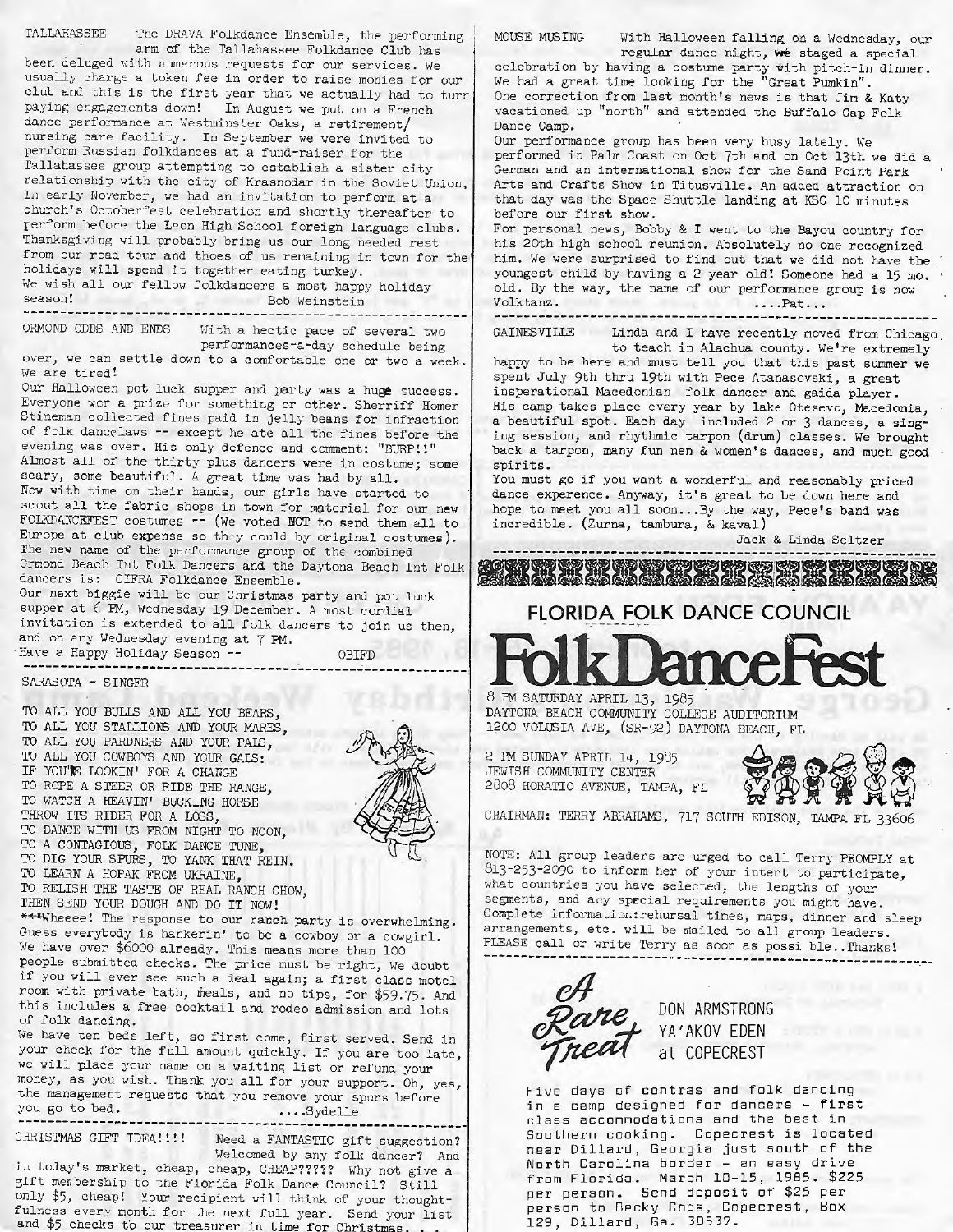TALLAHASSEE The DRAVA Folkdance Ensemble, the performing arm of the Tallahassee Folkdance Club has been deluged with numerous requests for our services. We usually charge a token fee in order to raise monies for our club and this is the first year that we actually had to turn paying engagements down! In August we put on a French dance performance at Westminster Oaks, a retirement/ nursing care facility. In September we were invited to perform Russian folkdances at a fund-raiser for the Tallahassee group attempting to establish a sister city relationship with the city of Krasnodar in the Soviet Union. In early November, we had an invitation to perform at a church's Octoberfest celebration and shortly thereafter to perform before the Leon High School foreign language clubs. Thanksgiving will probably bring us our long needed rest from our road tour and thoes of us remaining in town for the holidays will spend it together eating turkey.
We wish all our fellow folkdancers a most happy holiday season! Bob Weinstein

---

ORMOND ODDS AND ENDS With a hectic pace of several two performances-a-day schedule being over, we can settle down to a comfortable one or two a week. We are tired!
Our Halloween pot luck supper and party was a huge success. Everyone won a prize for something or other. Sherriff Homer Stineman collected fines paid in jelly beans for infraction of folk dancelaws -- except he ate all the fines before the evening was over. His only defence and comment: "BURP!!"
Almost all of the thirty plus dancers were in costume; some scary, some beautiful. A great time was had by all.
Now with time on their hands, our girls have started to scout all the fabric shops in town for material for our new FOLKDANCEFEST costumes -- (We voted NOT to send them all to Europe at club expense so they could by original costumes).
The new name of the performance group of the combined Ormond Beach Int Folk Dancers and the Daytona Beach Int Folk dancers is: CIFRA Folkdance Ensemble.
Our next biggie will be our Christmas party and pot luck supper at 6 PM, Wednesday 19 December. A most cordial invitation is extended to all folk dancers to join us then, and on any Wednesday evening at 7 PM.
Have a Happy Holiday Season -- OBIFD

---

SARASOTA - SINGER

TO ALL YOU BULLS AND ALL YOU BEARS,
TO ALL YOU STALLIONS AND YOUR MARES,
TO ALL YOU PARDNERS AND YOUR PALS,
TO ALL YOU COWBOYS AND YOUR GALS:
IF YOU'RE LOOKIN' FOR A CHANGE
TO ROPE A STEER OR RIDE THE RANGE,
TO WATCH A HEAVIN' BUCKING HORSE
THROW ITS RIDER FOR A LOSS,
TO DANCE WITH US FROM NIGHT TO NOON,
TO A CONTAGIOUS, FOLK DANCE TUNE,
TO DIG YOUR SPURS, TO YANK THAT REIN.
TO LEARN A HOPAK FROM UKRAINE,
TO RELISH THE TASTE OF REAL RANCH CHOW,
THEN SEND YOUR DOUGH AND DO IT NOW!

***Wheeee! The response to our ranch party is overwhelming. Guess everybody is hankerin' to be a cowboy or a cowgirl. We have over $6000 already. This means more than 100 people submitted checks. The price must be right, We doubt if you will ever see such a deal again; a first class motel room with private bath, meals, and no tips, for $59.75. And this includes a free cocktail and rodeo admission and lots of folk dancing.
We have ten beds left, so first come, first served. Send in your check for the full amount quickly. If you are too late, we will place your name on a waiting list or refund your money, as you wish. Thank you all for your support. Oh, yes, the management requests that you remove your spurs before you go to bed. ....Sydelle

---

CHRISTMAS GIFT IDEA!!!! Need a FANTASTIC gift suggestion? Welcomed by any folk dancer? And in today's market, cheap, cheap, CHEAP????? Why not give a gift membership to the Florida Folk Dance Council? Still only $5, cheap! Your recipient will think of your thoughtfulness every month for the next full year. Send your list and $5 checks to our treasurer in time for Christmas. . .

---

MOUSE MUSING With Halloween falling on a Wednesday, our regular dance night, we staged a special celebration by having a costume party with pitch-in dinner. We had a great time looking for the "Great Pumkin".
One correction from last month's news is that Jim & Katy vacationed up "north" and attended the Buffalo Gap Folk Dance Camp.
Our performance group has been very busy lately. We performed in Palm Coast on Oct 7th and on Oct 13th we did a German and an international show for the Sand Point Park Arts and Crafts Show in Titusville. An added attraction on that day was the Space Shuttle landing at KSC 10 minutes before our first show.
For personal news, Bobby & I went to the Bayou country for his 20th high school reunion. Absolutely no one recognized him. We were surprised to find out that we did not have the youngest child by having a 2 year old! Someone had a 15 mo. old. By the way, the name of our performance group is now Volktanz. ....Pat...

---

GAINESVILLE Linda and I have recently moved from Chicago to teach in Alachua county. We're extremely happy to be here and must tell you that this past summer we spent July 9th thru 19th with Pece Atanasovski, a great insperational Macedonian folk dancer and gaida player. His camp takes place every year by lake Otesevo, Macedonia, a beautiful spot. Each day included 2 or 3 dances, a singing session, and rhythmic tarpon (drum) classes. We brought back a tarpon, many fun men & women's dances, and much good spirits.
You must go if you want a wonderful and reasonably priced dance experience. Anyway, it's great to be down here and hope to meet you all soon...By the way, Pece's band was incredible. (Zurna, tambura, & kaval)
Jack & Linda Seltzer

---

## FLORIDA FOLK DANCE COUNCIL

# FolkDanceFest

8 PM SATURDAY APRIL 13, 1985
DAYTONA BEACH COMMUNITY COLLEGE AUDITORIUM
1200 VOLUSIA AVE, (SR-92) DAYTONA BEACH, FL

2 PM SUNDAY APRIL 14, 1985
JEWISH COMMUNITY CENTER
2808 HORATIO AVENUE, TAMPA, FL

CHAIRMAN: TERRY ABRAHAMS, 717 SOUTH EDISON, TAMPA FL 33606

NOTE: All group leaders are urged to call Terry PROMPLY at 813-253-2090 to inform her of your intent to participate, what countries you have selected, the lengths of your segments, and any special requirements you might have. Complete information:rehursal times, maps, dinner and sleep arrangements, etc. will be mailed to all group leaders. PLEASE call or write Terry as soon as possible..Thanks!

---

*A Rare Treat*

DON ARMSTRONG
YA'AKOV EDEN
at COPECREST

Five days of contras and folk dancing in a camp designed for dancers - first class accommodations and the best in Southern cooking. Copecrest is located near Dillard, Georgia just south of the North Carolina border - an easy drive from Florida. March 10-15, 1985. $225 per person. Send deposit of $25 per person to Becky Cope, Copecrest, Box 129, Dillard, Ga. 30537.